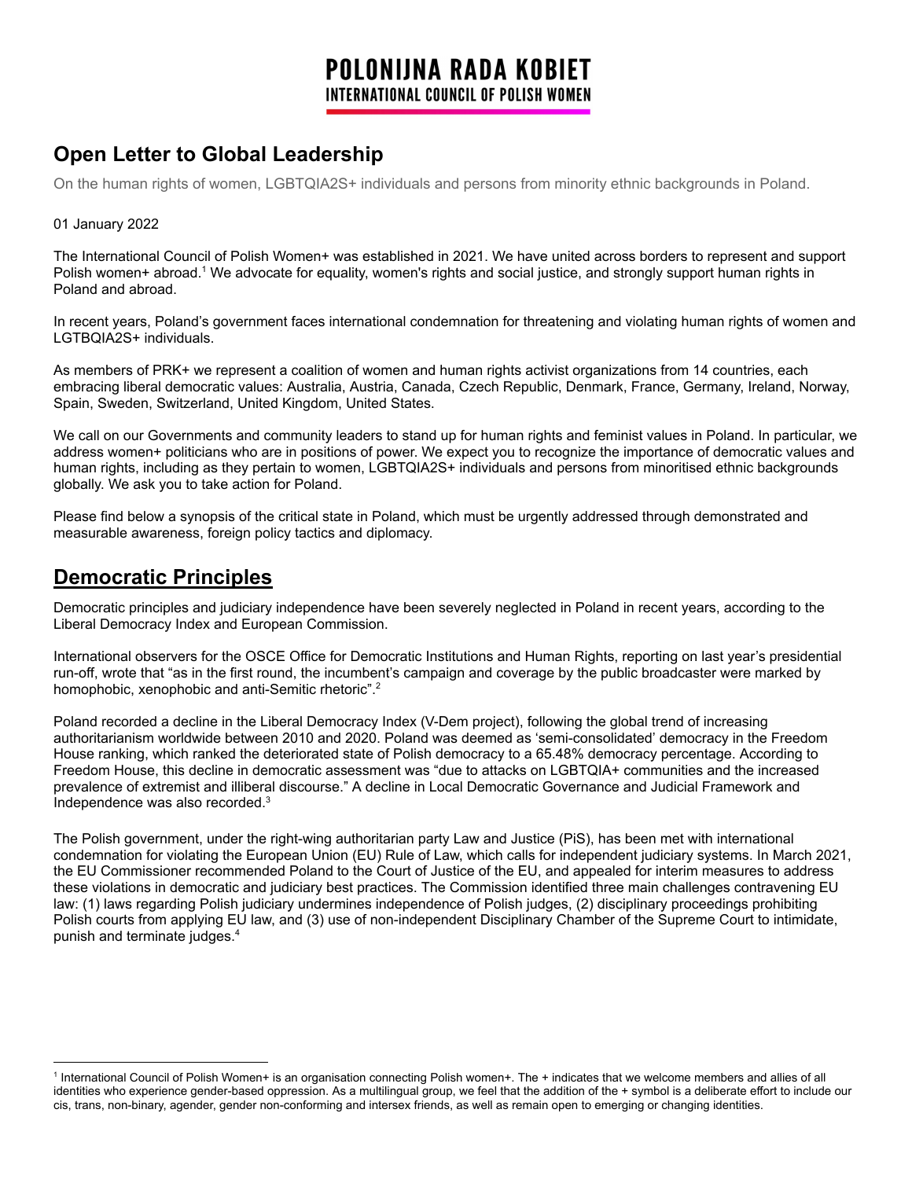# POLONIJNA RADA KOBIET

INTERNATIONAL COUNCIL OF POLISH WOMEN

## Open Letter to Global Leadership

On the human rights of women, LGBTQIA2S+ individuals and persons from minority ethnic backgrounds in Poland.

01 January 2022

The International Council of Polish Women+ was established in 2021. We have united across borders to represent and support Polish women+ abroad.[1] We advocate for equality, women's rights and social justice, and strongly support human rights in Poland and abroad.

In recent years, Poland's government faces international condemnation for threatening and violating human rights of women and LGTBQIA2S+ individuals.

As members of PRK+ we represent a coalition of women and human rights activist organizations from 14 countries, each embracing liberal democratic values: Australia, Austria, Canada, Czech Republic, Denmark, France, Germany, Ireland, Norway, Spain, Sweden, Switzerland, United Kingdom, United States.

We call on our Governments and community leaders to stand up for human rights and feminist values in Poland. In particular, we address women+ politicians who are in positions of power. We expect you to recognize the importance of democratic values and human rights, including as they pertain to women, LGBTQIA2S+ individuals and persons from minoritised ethnic backgrounds globally. We ask you to take action for Poland.

Please find below a synopsis of the critical state in Poland, which must be urgently addressed through demonstrated and measurable awareness, foreign policy tactics and diplomacy.

## Democratic Principles

Democratic principles and judiciary independence have been severely neglected in Poland in recent years, according to the Liberal Democracy Index and European Commission.

International observers for the OSCE Office for Democratic Institutions and Human Rights, reporting on last year's presidential run-off, wrote that "as in the first round, the incumbent's campaign and coverage by the public broadcaster were marked by homophobic, xenophobic and anti-Semitic rhetoric".[2]

Poland recorded a decline in the Liberal Democracy Index (V-Dem project), following the global trend of increasing authoritarianism worldwide between 2010 and 2020. Poland was deemed as 'semi-consolidated' democracy in the Freedom House ranking, which ranked the deteriorated state of Polish democracy to a 65.48% democracy percentage. According to Freedom House, this decline in democratic assessment was "due to attacks on LGBTQIA+ communities and the increased prevalence of extremist and illiberal discourse." A decline in Local Democratic Governance and Judicial Framework and Independence was also recorded.[3]

The Polish government, under the right-wing authoritarian party Law and Justice (PiS), has been met with international condemnation for violating the European Union (EU) Rule of Law, which calls for independent judiciary systems. In March 2021, the EU Commissioner recommended Poland to the Court of Justice of the EU, and appealed for interim measures to address these violations in democratic and judiciary best practices. The Commission identified three main challenges contravening EU law: (1) laws regarding Polish judiciary undermines independence of Polish judges, (2) disciplinary proceedings prohibiting Polish courts from applying EU law, and (3) use of non-independent Disciplinary Chamber of the Supreme Court to intimidate, punish and terminate judges.[4]

---

[1] International Council of Polish Women+ is an organisation connecting Polish women+. The + indicates that we welcome members and allies of all identities who experience gender-based oppression. As a multilingual group, we feel that the addition of the + symbol is a deliberate effort to include our cis, trans, non-binary, agender, gender non-conforming and intersex friends, as well as remain open to emerging or changing identities.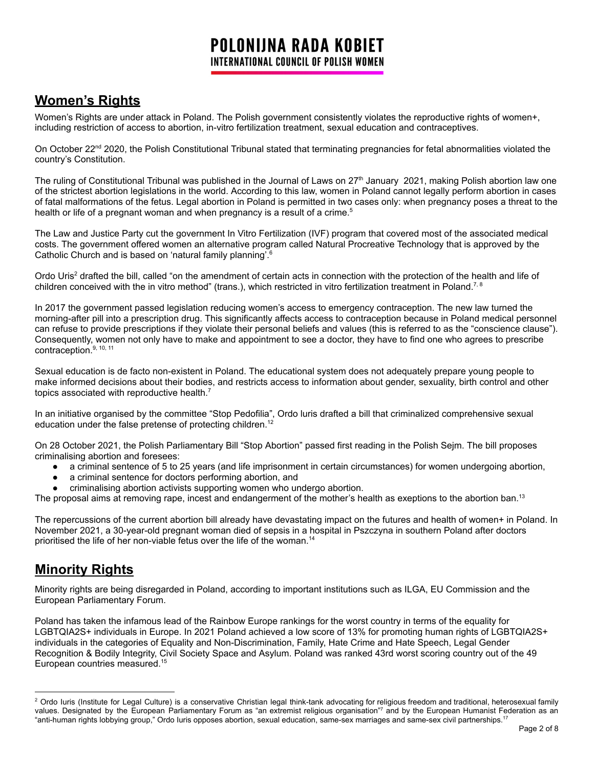## Women's Rights

Women's Rights are under attack in Poland. The Polish government consistently violates the reproductive rights of women+, including restriction of access to abortion, in-vitro fertilization treatment, sexual education and contraceptives.

On October 22nd 2020, the Polish Constitutional Tribunal stated that terminating pregnancies for fetal abnormalities violated the country's Constitution.

The ruling of Constitutional Tribunal was published in the Journal of Laws on 27th January 2021, making Polish abortion law one of the strictest abortion legislations in the world. According to this law, women in Poland cannot legally perform abortion in cases of fatal malformations of the fetus. Legal abortion in Poland is permitted in two cases only: when pregnancy poses a threat to the health or life of a pregnant woman and when pregnancy is a result of a crime.[5]

The Law and Justice Party cut the government In Vitro Fertilization (IVF) program that covered most of the associated medical costs. The government offered women an alternative program called Natural Procreative Technology that is approved by the Catholic Church and is based on 'natural family planning'.[6]

Ordo Uris[2] drafted the bill, called "on the amendment of certain acts in connection with the protection of the health and life of children conceived with the in vitro method" (trans.), which restricted in vitro fertilization treatment in Poland.[7, 8]

In 2017 the government passed legislation reducing women's access to emergency contraception. The new law turned the morning-after pill into a prescription drug. This significantly affects access to contraception because in Poland medical personnel can refuse to provide prescriptions if they violate their personal beliefs and values (this is referred to as the "conscience clause"). Consequently, women not only have to make and appointment to see a doctor, they have to find one who agrees to prescribe contraception.[9, 10, 11]

Sexual education is de facto non-existent in Poland. The educational system does not adequately prepare young people to make informed decisions about their bodies, and restricts access to information about gender, sexuality, birth control and other topics associated with reproductive health.[7]

In an initiative organised by the committee "Stop Pedofilia", Ordo Iuris drafted a bill that criminalized comprehensive sexual education under the false pretense of protecting children.[12]

On 28 October 2021, the Polish Parliamentary Bill "Stop Abortion" passed first reading in the Polish Sejm. The bill proposes criminalising abortion and foresees:

- a criminal sentence of 5 to 25 years (and life imprisonment in certain circumstances) for women undergoing abortion,
- a criminal sentence for doctors performing abortion, and
- criminalising abortion activists supporting women who undergo abortion.

The proposal aims at removing rape, incest and endangerment of the mother's health as exeptions to the abortion ban.[13]

The repercussions of the current abortion bill already have devastating impact on the futures and health of women+ in Poland. In November 2021, a 30-year-old pregnant woman died of sepsis in a hospital in Pszczyna in southern Poland after doctors prioritised the life of her non-viable fetus over the life of the woman.[14]

## Minority Rights

Minority rights are being disregarded in Poland, according to important institutions such as ILGA, EU Commission and the European Parliamentary Forum.

Poland has taken the infamous lead of the Rainbow Europe rankings for the worst country in terms of the equality for LGBTQIA2S+ individuals in Europe. In 2021 Poland achieved a low score of 13% for promoting human rights of LGBTQIA2S+ individuals in the categories of Equality and Non-Discrimination, Family, Hate Crime and Hate Speech, Legal Gender Recognition & Bodily Integrity, Civil Society Space and Asylum. Poland was ranked 43rd worst scoring country out of the 49 European countries measured.[15]

---

[2] Ordo Iuris (Institute for Legal Culture) is a conservative Christian legal think-tank advocating for religious freedom and traditional, heterosexual family values. Designated by the European Parliamentary Forum as "an extremist religious organisation"[7] and by the European Humanist Federation as an "anti-human rights lobbying group," Ordo Iuris opposes abortion, sexual education, same-sex marriages and same-sex civil partnerships.[17]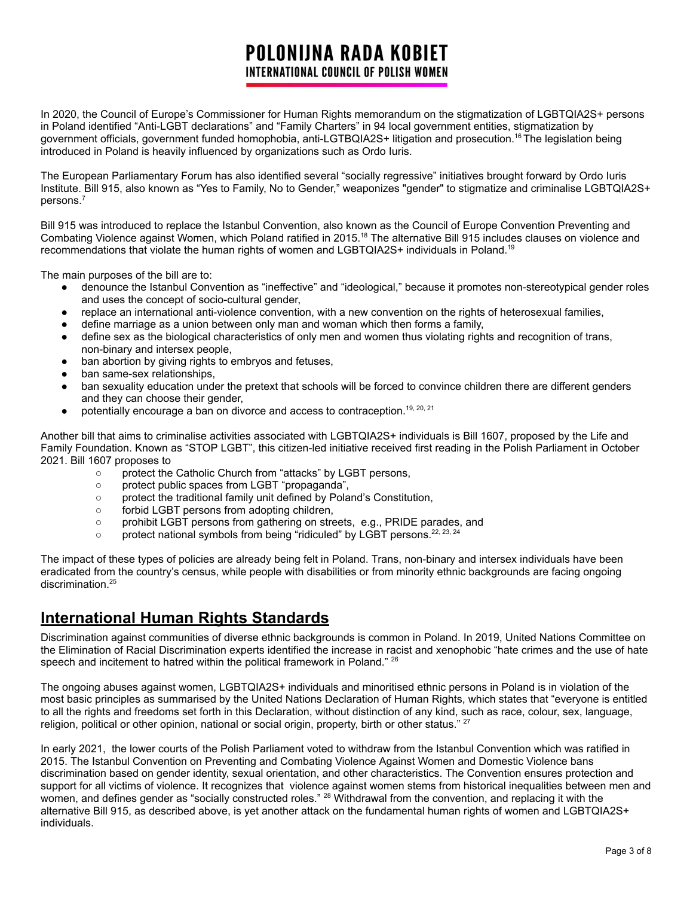In 2020, the Council of Europe's Commissioner for Human Rights memorandum on the stigmatization of LGBTQIA2S+ persons in Poland identified "Anti-LGBT declarations" and "Family Charters" in 94 local government entities, stigmatization by government officials, government funded homophobia, anti-LGTBQIA2S+ litigation and prosecution.[16] The legislation being introduced in Poland is heavily influenced by organizations such as Ordo Iuris.

The European Parliamentary Forum has also identified several "socially regressive" initiatives brought forward by Ordo Iuris Institute. Bill 915, also known as "Yes to Family, No to Gender," weaponizes "gender" to stigmatize and criminalise LGBTQIA2S+ persons.[7]

Bill 915 was introduced to replace the Istanbul Convention, also known as the Council of Europe Convention Preventing and Combating Violence against Women, which Poland ratified in 2015.[18] The alternative Bill 915 includes clauses on violence and recommendations that violate the human rights of women and LGBTQIA2S+ individuals in Poland.[19]

The main purposes of the bill are to:

- denounce the Istanbul Convention as "ineffective" and "ideological," because it promotes non-stereotypical gender roles and uses the concept of socio-cultural gender,
- replace an international anti-violence convention, with a new convention on the rights of heterosexual families,
- define marriage as a union between only man and woman which then forms a family,
- define sex as the biological characteristics of only men and women thus violating rights and recognition of trans, non-binary and intersex people,
- ban abortion by giving rights to embryos and fetuses,
- ban same-sex relationships,
- ban sexuality education under the pretext that schools will be forced to convince children there are different genders and they can choose their gender,
- potentially encourage a ban on divorce and access to contraception.[19, 20, 21]

Another bill that aims to criminalise activities associated with LGBTQIA2S+ individuals is Bill 1607, proposed by the Life and Family Foundation. Known as "STOP LGBT", this citizen-led initiative received first reading in the Polish Parliament in October 2021. Bill 1607 proposes to

- protect the Catholic Church from "attacks" by LGBT persons,
- protect public spaces from LGBT "propaganda",
- protect the traditional family unit defined by Poland's Constitution,
- forbid LGBT persons from adopting children,
- prohibit LGBT persons from gathering on streets, e.g., PRIDE parades, and
- protect national symbols from being "ridiculed" by LGBT persons.[22, 23, 24]

The impact of these types of policies are already being felt in Poland. Trans, non-binary and intersex individuals have been eradicated from the country's census, while people with disabilities or from minority ethnic backgrounds are facing ongoing discrimination.[25]

## International Human Rights Standards

Discrimination against communities of diverse ethnic backgrounds is common in Poland. In 2019, United Nations Committee on the Elimination of Racial Discrimination experts identified the increase in racist and xenophobic "hate crimes and the use of hate speech and incitement to hatred within the political framework in Poland." [26]

The ongoing abuses against women, LGBTQIA2S+ individuals and minoritised ethnic persons in Poland is in violation of the most basic principles as summarised by the United Nations Declaration of Human Rights, which states that "everyone is entitled to all the rights and freedoms set forth in this Declaration, without distinction of any kind, such as race, colour, sex, language, religion, political or other opinion, national or social origin, property, birth or other status." [27]

In early 2021, the lower courts of the Polish Parliament voted to withdraw from the Istanbul Convention which was ratified in 2015. The Istanbul Convention on Preventing and Combating Violence Against Women and Domestic Violence bans discrimination based on gender identity, sexual orientation, and other characteristics. The Convention ensures protection and support for all victims of violence. It recognizes that violence against women stems from historical inequalities between men and women, and defines gender as "socially constructed roles." [28] Withdrawal from the convention, and replacing it with the alternative Bill 915, as described above, is yet another attack on the fundamental human rights of women and LGBTQIA2S+ individuals.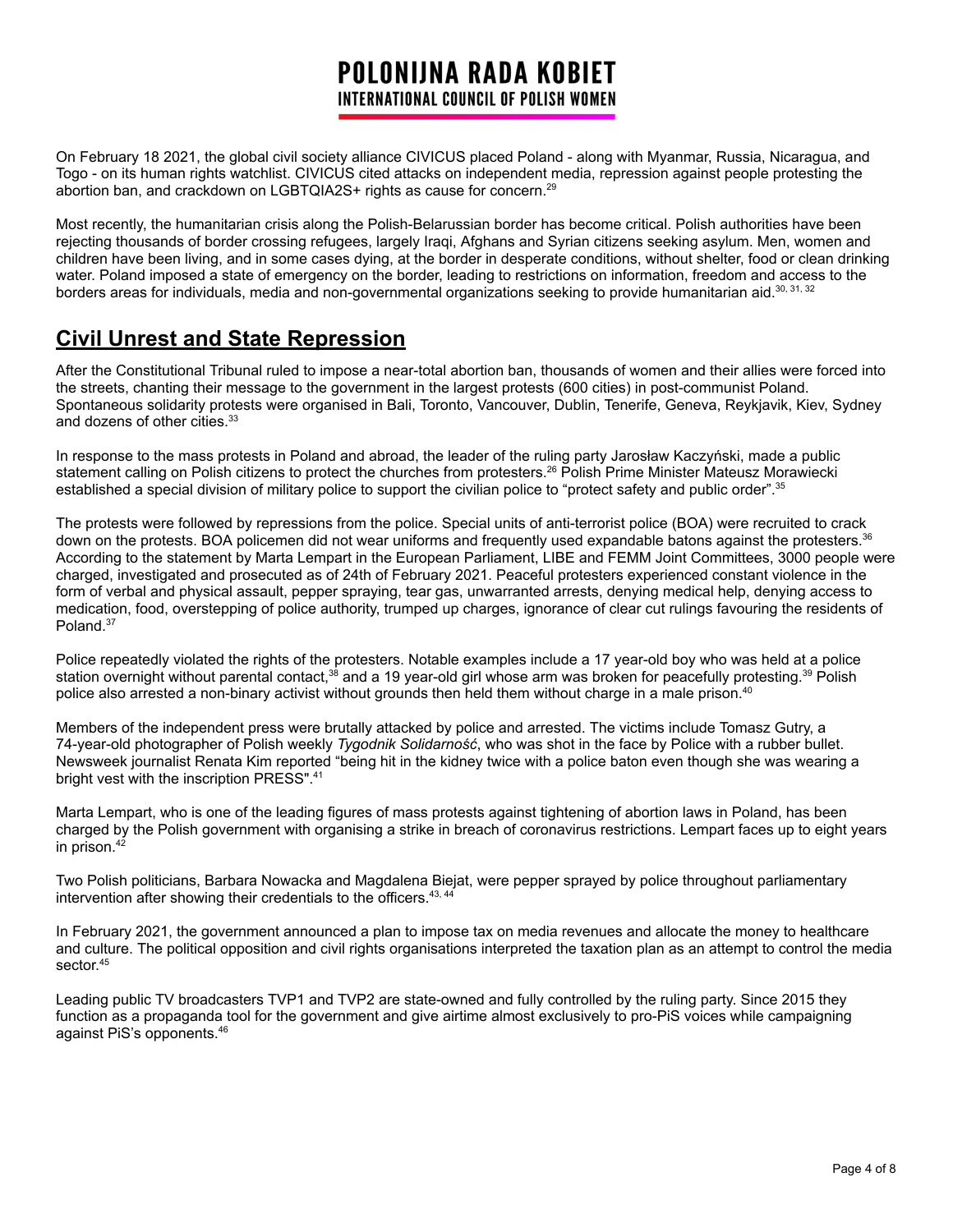On February 18 2021, the global civil society alliance CIVICUS placed Poland - along with Myanmar, Russia, Nicaragua, and Togo - on its human rights watchlist. CIVICUS cited attacks on independent media, repression against people protesting the abortion ban, and crackdown on LGBTQIA2S+ rights as cause for concern.[29]

Most recently, the humanitarian crisis along the Polish-Belarussian border has become critical. Polish authorities have been rejecting thousands of border crossing refugees, largely Iraqi, Afghans and Syrian citizens seeking asylum. Men, women and children have been living, and in some cases dying, at the border in desperate conditions, without shelter, food or clean drinking water. Poland imposed a state of emergency on the border, leading to restrictions on information, freedom and access to the borders areas for individuals, media and non-governmental organizations seeking to provide humanitarian aid.[30, 31, 32]

## Civil Unrest and State Repression

After the Constitutional Tribunal ruled to impose a near-total abortion ban, thousands of women and their allies were forced into the streets, chanting their message to the government in the largest protests (600 cities) in post-communist Poland. Spontaneous solidarity protests were organised in Bali, Toronto, Vancouver, Dublin, Tenerife, Geneva, Reykjavik, Kiev, Sydney and dozens of other cities.[33]

In response to the mass protests in Poland and abroad, the leader of the ruling party Jarosław Kaczyński, made a public statement calling on Polish citizens to protect the churches from protesters.[26] Polish Prime Minister Mateusz Morawiecki established a special division of military police to support the civilian police to "protect safety and public order".[35]

The protests were followed by repressions from the police. Special units of anti-terrorist police (BOA) were recruited to crack down on the protests. BOA policemen did not wear uniforms and frequently used expandable batons against the protesters.[36] According to the statement by Marta Lempart in the European Parliament, LIBE and FEMM Joint Committees, 3000 people were charged, investigated and prosecuted as of 24th of February 2021. Peaceful protesters experienced constant violence in the form of verbal and physical assault, pepper spraying, tear gas, unwarranted arrests, denying medical help, denying access to medication, food, overstepping of police authority, trumped up charges, ignorance of clear cut rulings favouring the residents of Poland.[37]

Police repeatedly violated the rights of the protesters. Notable examples include a 17 year-old boy who was held at a police station overnight without parental contact,[38] and a 19 year-old girl whose arm was broken for peacefully protesting.[39] Polish police also arrested a non-binary activist without grounds then held them without charge in a male prison.[40]

Members of the independent press were brutally attacked by police and arrested. The victims include Tomasz Gutry, a 74-year-old photographer of Polish weekly *Tygodnik Solidarność*, who was shot in the face by Police with a rubber bullet. Newsweek journalist Renata Kim reported "being hit in the kidney twice with a police baton even though she was wearing a bright vest with the inscription PRESS".[41]

Marta Lempart, who is one of the leading figures of mass protests against tightening of abortion laws in Poland, has been charged by the Polish government with organising a strike in breach of coronavirus restrictions. Lempart faces up to eight years in prison.[42]

Two Polish politicians, Barbara Nowacka and Magdalena Biejat, were pepper sprayed by police throughout parliamentary intervention after showing their credentials to the officers.[43, 44]

In February 2021, the government announced a plan to impose tax on media revenues and allocate the money to healthcare and culture. The political opposition and civil rights organisations interpreted the taxation plan as an attempt to control the media sector.[45]

Leading public TV broadcasters TVP1 and TVP2 are state-owned and fully controlled by the ruling party. Since 2015 they function as a propaganda tool for the government and give airtime almost exclusively to pro-PiS voices while campaigning against PiS's opponents.[46]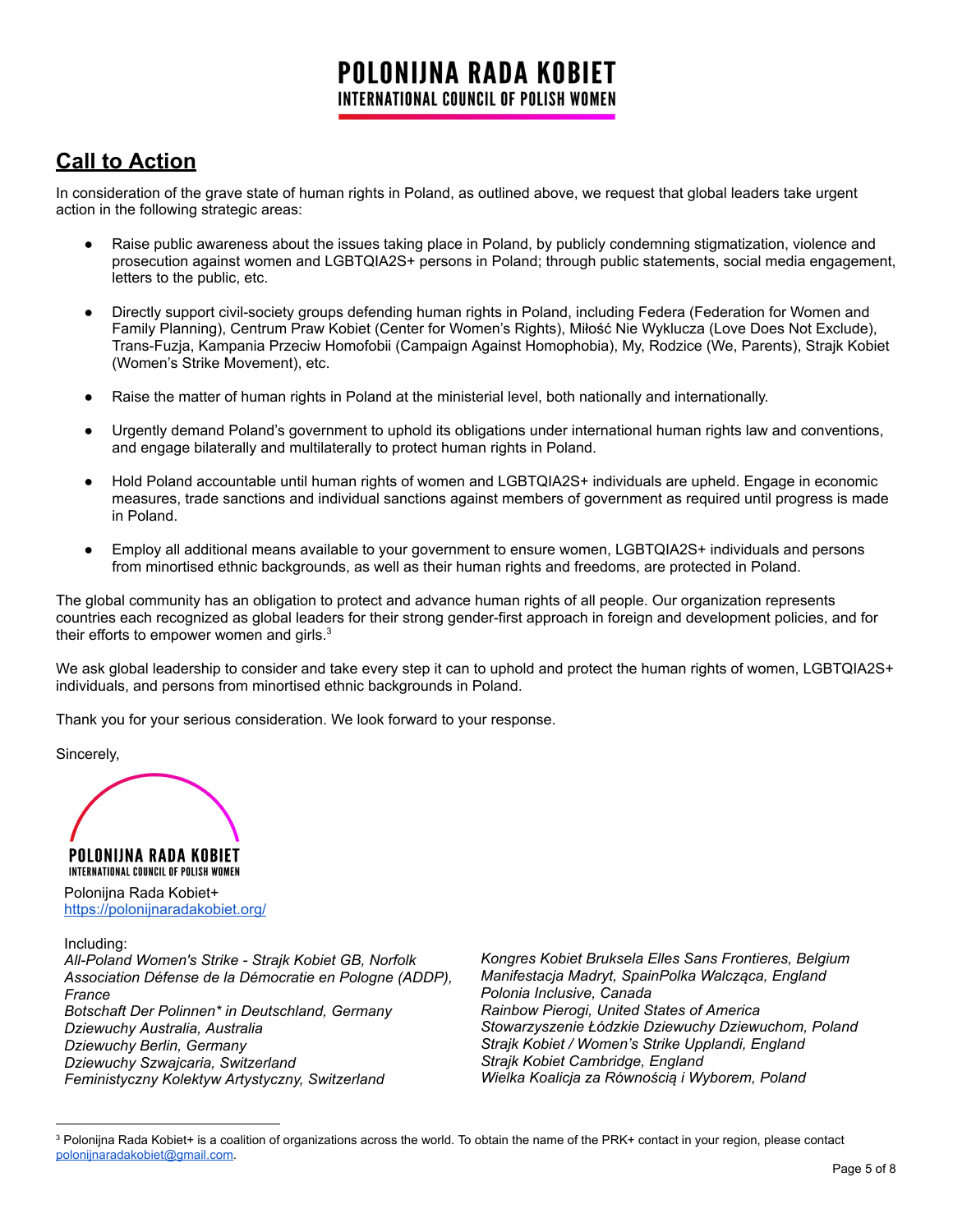# Call to Action

In consideration of the grave state of human rights in Poland, as outlined above, we request that global leaders take urgent action in the following strategic areas:

- Raise public awareness about the issues taking place in Poland, by publicly condemning stigmatization, violence and prosecution against women and LGBTQIA2S+ persons in Poland; through public statements, social media engagement, letters to the public, etc.
- Directly support civil-society groups defending human rights in Poland, including Federa (Federation for Women and Family Planning), Centrum Praw Kobiet (Center for Women's Rights), Miłość Nie Wyklucza (Love Does Not Exclude), Trans-Fuzja, Kampania Przeciw Homofobii (Campaign Against Homophobia), My, Rodzice (We, Parents), Strajk Kobiet (Women's Strike Movement), etc.
- Raise the matter of human rights in Poland at the ministerial level, both nationally and internationally.
- Urgently demand Poland's government to uphold its obligations under international human rights law and conventions, and engage bilaterally and multilaterally to protect human rights in Poland.
- Hold Poland accountable until human rights of women and LGBTQIA2S+ individuals are upheld. Engage in economic measures, trade sanctions and individual sanctions against members of government as required until progress is made in Poland.
- Employ all additional means available to your government to ensure women, LGBTQIA2S+ individuals and persons from minortised ethnic backgrounds, as well as their human rights and freedoms, are protected in Poland.

The global community has an obligation to protect and advance human rights of all people. Our organization represents countries each recognized as global leaders for their strong gender-first approach in foreign and development policies, and for their efforts to empower women and girls.[3]

We ask global leadership to consider and take every step it can to uphold and protect the human rights of women, LGBTQIA2S+ individuals, and persons from minortised ethnic backgrounds in Poland.

Thank you for your serious consideration. We look forward to your response.

Sincerely,

POLONIJNA RADA KOBIET
INTERNATIONAL COUNCIL OF POLISH WOMEN

Polonijna Rada Kobiet+
https://polonijnaradakobiet.org/

Including:
*All-Poland Women's Strike - Strajk Kobiet GB, Norfolk*
*Association Défense de la Démocratie en Pologne (ADDP), France*
*Botschaft Der Polinnen* in Deutschland, Germany*
*Dziewuchy Australia, Australia*
*Dziewuchy Berlin, Germany*
*Dziewuchy Szwajcaria, Switzerland*
*Feministyczny Kolektyw Artystyczny, Switzerland*
*Kongres Kobiet Bruksela Elles Sans Frontieres, Belgium*
*Manifestacja Madryt, SpainPolka Walcząca, England*
*Polonia Inclusive, Canada*
*Rainbow Pierogi, United States of America*
*Stowarzyszenie Łódzkie Dziewuchy Dziewuchom, Poland*
*Strajk Kobiet / Women's Strike Upplandi, England*
*Strajk Kobiet Cambridge, England*
*Wielka Koalicja za Równością i Wyborem, Poland*

---

[3] Polonijna Rada Kobiet+ is a coalition of organizations across the world. To obtain the name of the PRK+ contact in your region, please contact polonijnaradakobiet@gmail.com.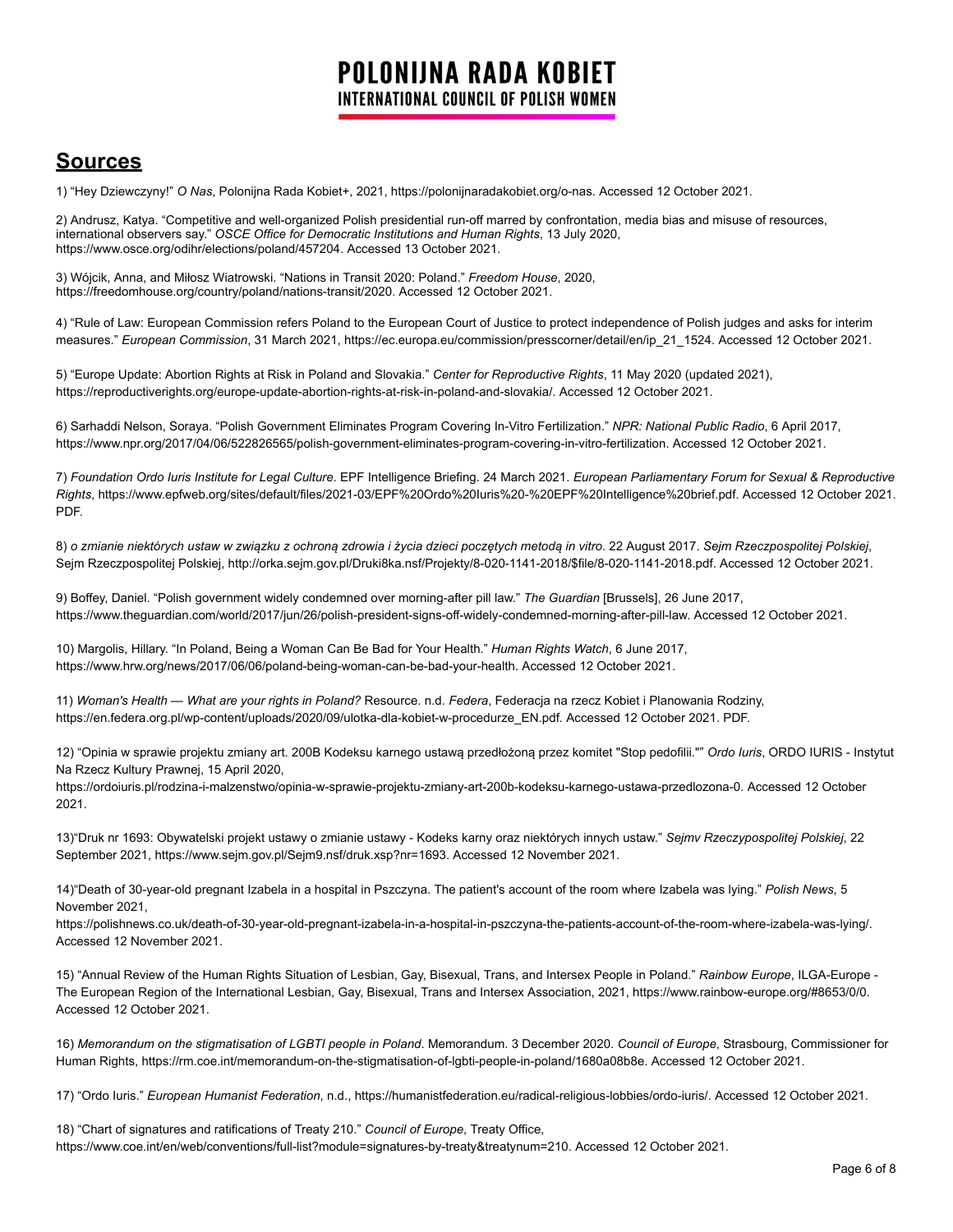## Sources

1) "Hey Dziewczyny!" *O Nas*, Polonijna Rada Kobiet+, 2021, https://polonijnaradakobiet.org/o-nas. Accessed 12 October 2021.

2) Andrusz, Katya. "Competitive and well-organized Polish presidential run-off marred by confrontation, media bias and misuse of resources, international observers say." *OSCE Office for Democratic Institutions and Human Rights*, 13 July 2020, https://www.osce.org/odihr/elections/poland/457204. Accessed 13 October 2021.

3) Wójcik, Anna, and Miłosz Wiatrowski. "Nations in Transit 2020: Poland." *Freedom House*, 2020, https://freedomhouse.org/country/poland/nations-transit/2020. Accessed 12 October 2021.

4) "Rule of Law: European Commission refers Poland to the European Court of Justice to protect independence of Polish judges and asks for interim measures." *European Commission*, 31 March 2021, https://ec.europa.eu/commission/presscorner/detail/en/ip_21_1524. Accessed 12 October 2021.

5) "Europe Update: Abortion Rights at Risk in Poland and Slovakia." *Center for Reproductive Rights*, 11 May 2020 (updated 2021), https://reproductiverights.org/europe-update-abortion-rights-at-risk-in-poland-and-slovakia/. Accessed 12 October 2021.

6) Sarhaddi Nelson, Soraya. "Polish Government Eliminates Program Covering In-Vitro Fertilization." *NPR: National Public Radio*, 6 April 2017, https://www.npr.org/2017/04/06/522826565/polish-government-eliminates-program-covering-in-vitro-fertilization. Accessed 12 October 2021.

7) *Foundation Ordo Iuris Institute for Legal Culture*. EPF Intelligence Briefing. 24 March 2021. *European Parliamentary Forum for Sexual & Reproductive Rights*, https://www.epfweb.org/sites/default/files/2021-03/EPF%20Ordo%20Iuris%20-%20EPF%20Intelligence%20brief.pdf. Accessed 12 October 2021. PDF.

8) *o zmianie niektórych ustaw w związku z ochroną zdrowia i życia dzieci poczętych metodą in vitro*. 22 August 2017. *Sejm Rzeczpospolitej Polskiej*, Sejm Rzeczpospolitej Polskiej, http://orka.sejm.gov.pl/Druki8ka.nsf/Projekty/8-020-1141-2018/$file/8-020-1141-2018.pdf. Accessed 12 October 2021.

9) Boffey, Daniel. "Polish government widely condemned over morning-after pill law." *The Guardian* [Brussels], 26 June 2017, https://www.theguardian.com/world/2017/jun/26/polish-president-signs-off-widely-condemned-morning-after-pill-law. Accessed 12 October 2021.

10) Margolis, Hillary. "In Poland, Being a Woman Can Be Bad for Your Health." *Human Rights Watch*, 6 June 2017, https://www.hrw.org/news/2017/06/06/poland-being-woman-can-be-bad-your-health. Accessed 12 October 2021.

11) *Woman's Health — What are your rights in Poland?* Resource. n.d. *Federa*, Federacja na rzecz Kobiet i Planowania Rodziny, https://en.federa.org.pl/wp-content/uploads/2020/09/ulotka-dla-kobiet-w-procedurze_EN.pdf. Accessed 12 October 2021. PDF.

12) "Opinia w sprawie projektu zmiany art. 200B Kodeksu karnego ustawą przedłożoną przez komitet "Stop pedofilii."" *Ordo Iuris*, ORDO IURIS - Instytut Na Rzecz Kultury Prawnej, 15 April 2020, https://ordoiuris.pl/rodzina-i-malzenstwo/opinia-w-sprawie-projektu-zmiany-art-200b-kodeksu-karnego-ustawa-przedlozona-0. Accessed 12 October 2021.

13)"Druk nr 1693: Obywatelski projekt ustawy o zmianie ustawy - Kodeks karny oraz niektórych innych ustaw." *Sejmv Rzeczypospolitej Polskiej*, 22 September 2021, https://www.sejm.gov.pl/Sejm9.nsf/druk.xsp?nr=1693. Accessed 12 November 2021.

14)"Death of 30-year-old pregnant Izabela in a hospital in Pszczyna. The patient's account of the room where Izabela was lying." *Polish News*, 5 November 2021, https://polishnews.co.uk/death-of-30-year-old-pregnant-izabela-in-a-hospital-in-pszczyna-the-patients-account-of-the-room-where-izabela-was-lying/. Accessed 12 November 2021.

15) "Annual Review of the Human Rights Situation of Lesbian, Gay, Bisexual, Trans, and Intersex People in Poland." *Rainbow Europe*, ILGA-Europe - The European Region of the International Lesbian, Gay, Bisexual, Trans and Intersex Association, 2021, https://www.rainbow-europe.org/#8653/0/0. Accessed 12 October 2021.

16) *Memorandum on the stigmatisation of LGBTI people in Poland*. Memorandum. 3 December 2020. *Council of Europe*, Strasbourg, Commissioner for Human Rights, https://rm.coe.int/memorandum-on-the-stigmatisation-of-lgbti-people-in-poland/1680a08b8e. Accessed 12 October 2021.

17) "Ordo Iuris." *European Humanist Federation*, n.d., https://humanistfederation.eu/radical-religious-lobbies/ordo-iuris/. Accessed 12 October 2021.

18) "Chart of signatures and ratifications of Treaty 210." *Council of Europe*, Treaty Office, https://www.coe.int/en/web/conventions/full-list?module=signatures-by-treaty&treatynum=210. Accessed 12 October 2021.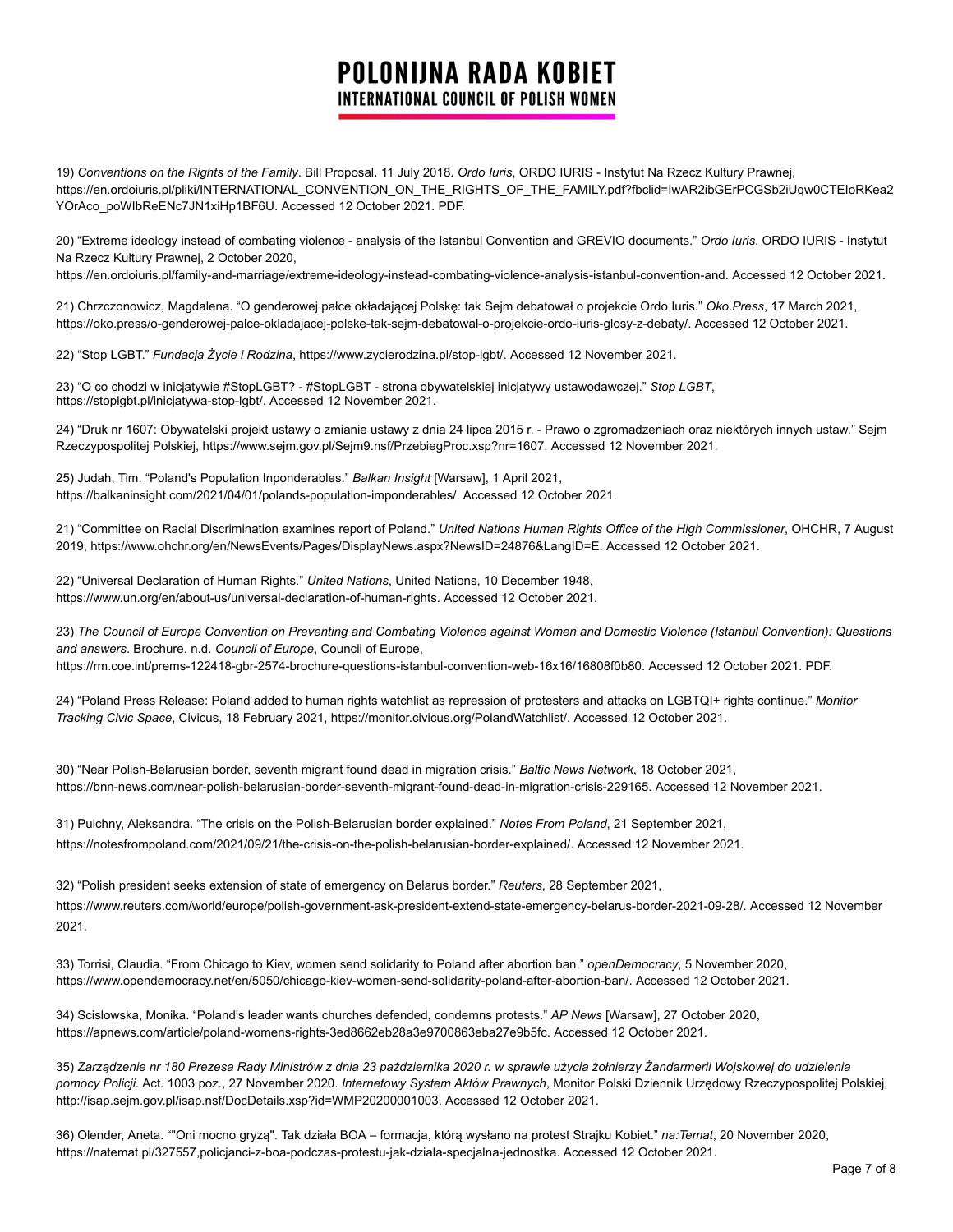19) *Conventions on the Rights of the Family*. Bill Proposal. 11 July 2018. *Ordo Iuris*, ORDO IURIS - Instytut Na Rzecz Kultury Prawnej, https://en.ordoiuris.pl/pliki/INTERNATIONAL_CONVENTION_ON_THE_RIGHTS_OF_THE_FAMILY.pdf?fbclid=IwAR2ibGErPCGSb2iUqw0CTEIoRKea2YOrAco_poWIbReENc7JN1xiHp1BF6U. Accessed 12 October 2021. PDF.

20) "Extreme ideology instead of combating violence - analysis of the Istanbul Convention and GREVIO documents." *Ordo Iuris*, ORDO IURIS - Instytut Na Rzecz Kultury Prawnej, 2 October 2020, https://en.ordoiuris.pl/family-and-marriage/extreme-ideology-instead-combating-violence-analysis-istanbul-convention-and. Accessed 12 October 2021.

21) Chrzczonowicz, Magdalena. "O genderowej pałce okładającej Polskę: tak Sejm debatował o projekcie Ordo Iuris." *Oko.Press*, 17 March 2021, https://oko.press/o-genderowej-palce-okladajacej-polske-tak-sejm-debatowal-o-projekcie-ordo-iuris-glosy-z-debaty/. Accessed 12 October 2021.

22) "Stop LGBT." *Fundacja Życie i Rodzina*, https://www.zycierodzina.pl/stop-lgbt/. Accessed 12 November 2021.

23) "O co chodzi w inicjatywie #StopLGBT? - #StopLGBT - strona obywatelskiej inicjatywy ustawodawczej." *Stop LGBT*, https://stoplgbt.pl/inicjatywa-stop-lgbt/. Accessed 12 November 2021.

24) "Druk nr 1607: Obywatelski projekt ustawy o zmianie ustawy z dnia 24 lipca 2015 r. - Prawo o zgromadzeniach oraz niektórych innych ustaw." Sejm Rzeczypospolitej Polskiej, https://www.sejm.gov.pl/Sejm9.nsf/PrzebiegProc.xsp?nr=1607. Accessed 12 November 2021.

25) Judah, Tim. "Poland's Population Inponderables." *Balkan Insight* [Warsaw], 1 April 2021, https://balkaninsight.com/2021/04/01/polands-population-imponderables/. Accessed 12 October 2021.

21) "Committee on Racial Discrimination examines report of Poland." *United Nations Human Rights Office of the High Commissioner*, OHCHR, 7 August 2019, https://www.ohchr.org/en/NewsEvents/Pages/DisplayNews.aspx?NewsID=24876&LangID=E. Accessed 12 October 2021.

22) "Universal Declaration of Human Rights." *United Nations*, United Nations, 10 December 1948, https://www.un.org/en/about-us/universal-declaration-of-human-rights. Accessed 12 October 2021.

23) *The Council of Europe Convention on Preventing and Combating Violence against Women and Domestic Violence (Istanbul Convention): Questions and answers*. Brochure. n.d. *Council of Europe*, Council of Europe, https://rm.coe.int/prems-122418-gbr-2574-brochure-questions-istanbul-convention-web-16x16/16808f0b80. Accessed 12 October 2021. PDF.

24) "Poland Press Release: Poland added to human rights watchlist as repression of protesters and attacks on LGBTQI+ rights continue." *Monitor Tracking Civic Space*, Civicus, 18 February 2021, https://monitor.civicus.org/PolandWatchlist/. Accessed 12 October 2021.

30) "Near Polish-Belarusian border, seventh migrant found dead in migration crisis." *Baltic News Network*, 18 October 2021, https://bnn-news.com/near-polish-belarusian-border-seventh-migrant-found-dead-in-migration-crisis-229165. Accessed 12 November 2021.

31) Pulchny, Aleksandra. "The crisis on the Polish-Belarusian border explained." *Notes From Poland*, 21 September 2021, https://notesfrompoland.com/2021/09/21/the-crisis-on-the-polish-belarusian-border-explained/. Accessed 12 November 2021.

32) "Polish president seeks extension of state of emergency on Belarus border." *Reuters*, 28 September 2021, https://www.reuters.com/world/europe/polish-government-ask-president-extend-state-emergency-belarus-border-2021-09-28/. Accessed 12 November 2021.

33) Torrisi, Claudia. "From Chicago to Kiev, women send solidarity to Poland after abortion ban." *openDemocracy*, 5 November 2020, https://www.opendemocracy.net/en/5050/chicago-kiev-women-send-solidarity-poland-after-abortion-ban/. Accessed 12 October 2021.

34) Scislowska, Monika. "Poland's leader wants churches defended, condemns protests." *AP News* [Warsaw], 27 October 2020, https://apnews.com/article/poland-womens-rights-3ed8662eb28a3e9700863eba27e9b5fc. Accessed 12 October 2021.

35) *Zarządzenie nr 180 Prezesa Rady Ministrów z dnia 23 października 2020 r. w sprawie użycia żołnierzy Żandarmerii Wojskowej do udzielenia pomocy Policji*. Act. 1003 poz., 27 November 2020. *Internetowy System Aktów Prawnych*, Monitor Polski Dziennik Urzędowy Rzeczypospolitej Polskiej, http://isap.sejm.gov.pl/isap.nsf/DocDetails.xsp?id=WMP20200001003. Accessed 12 October 2021.

36) Olender, Aneta. ""Oni mocno gryzą". Tak działa BOA – formacja, którą wysłano na protest Strajku Kobiet." *na:Temat*, 20 November 2020, https://natemat.pl/327557,policjanci-z-boa-podczas-protestu-jak-dziala-specjalna-jednostka. Accessed 12 October 2021.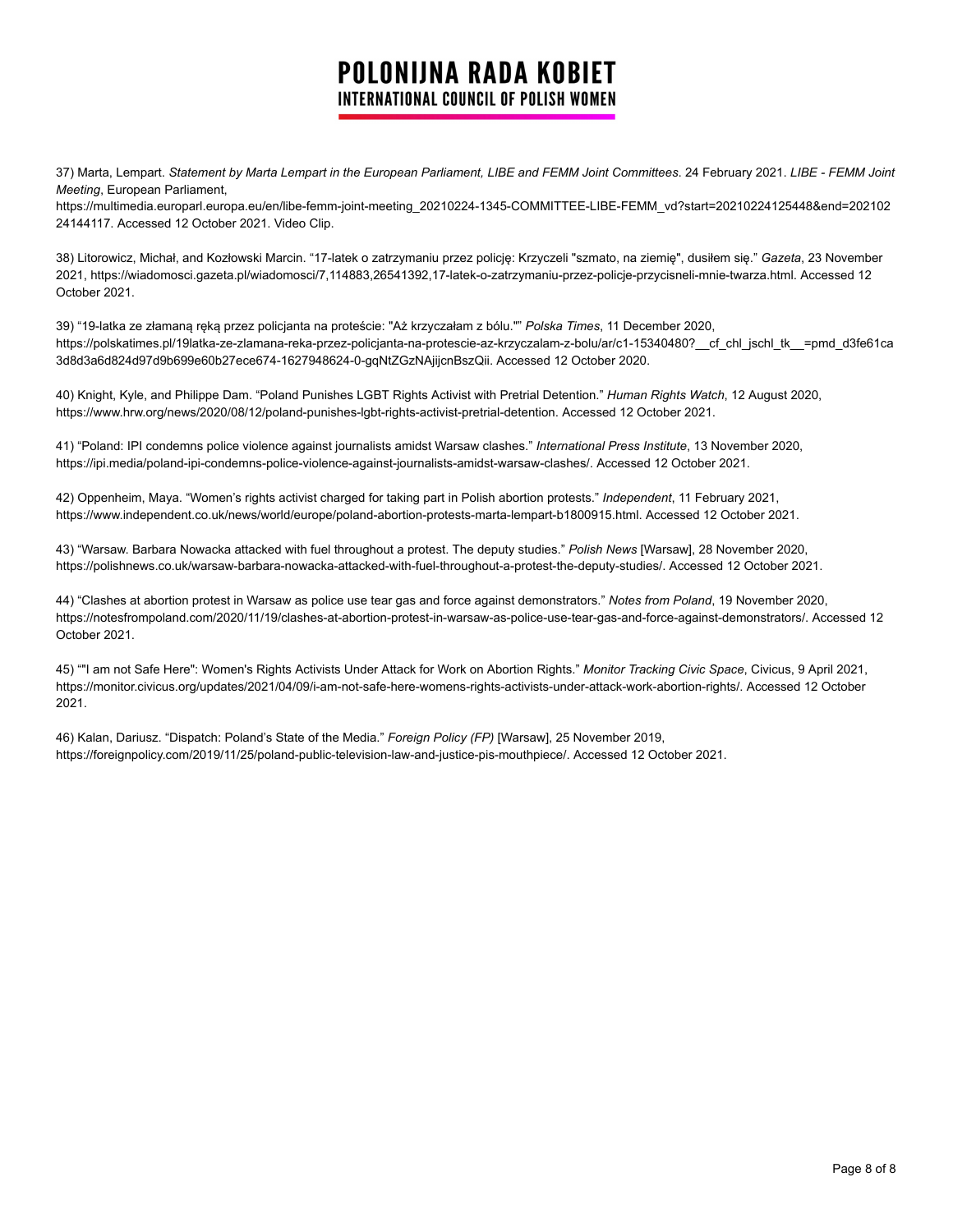37) Marta, Lempart. *Statement by Marta Lempart in the European Parliament, LIBE and FEMM Joint Committees*. 24 February 2021. *LIBE - FEMM Joint Meeting*, European Parliament, https://multimedia.europarl.europa.eu/en/libe-femm-joint-meeting_20210224-1345-COMMITTEE-LIBE-FEMM_vd?start=20210224125448&end=20210224144117. Accessed 12 October 2021. Video Clip.

38) Litorowicz, Michał, and Kozłowski Marcin. "17-latek o zatrzymaniu przez policję: Krzyczeli "szmato, na ziemię", dusiłem się." *Gazeta*, 23 November 2021, https://wiadomosci.gazeta.pl/wiadomosci/7,114883,26541392,17-latek-o-zatrzymaniu-przez-policje-przycisneli-mnie-twarza.html. Accessed 12 October 2021.

39) "19-latka ze złamaną ręką przez policjanta na proteście: "Aż krzyczałam z bólu."" *Polska Times*, 11 December 2020, https://polskatimes.pl/19latka-ze-zlamana-reka-przez-policjanta-na-protescie-az-krzyczalam-z-bolu/ar/c1-15340480?__cf_chl_jschl_tk__=pmd_d3fe61ca3d8d3a6d824d97d9b699e60b27ece674-1627948624-0-gqNtZGzNAjijcnBszQii. Accessed 12 October 2020.

40) Knight, Kyle, and Philippe Dam. "Poland Punishes LGBT Rights Activist with Pretrial Detention." *Human Rights Watch*, 12 August 2020, https://www.hrw.org/news/2020/08/12/poland-punishes-lgbt-rights-activist-pretrial-detention. Accessed 12 October 2021.

41) "Poland: IPI condemns police violence against journalists amidst Warsaw clashes." *International Press Institute*, 13 November 2020, https://ipi.media/poland-ipi-condemns-police-violence-against-journalists-amidst-warsaw-clashes/. Accessed 12 October 2021.

42) Oppenheim, Maya. "Women's rights activist charged for taking part in Polish abortion protests." *Independent*, 11 February 2021, https://www.independent.co.uk/news/world/europe/poland-abortion-protests-marta-lempart-b1800915.html. Accessed 12 October 2021.

43) "Warsaw. Barbara Nowacka attacked with fuel throughout a protest. The deputy studies." *Polish News* [Warsaw], 28 November 2020, https://polishnews.co.uk/warsaw-barbara-nowacka-attacked-with-fuel-throughout-a-protest-the-deputy-studies/. Accessed 12 October 2021.

44) "Clashes at abortion protest in Warsaw as police use tear gas and force against demonstrators." *Notes from Poland*, 19 November 2020, https://notesfrompoland.com/2020/11/19/clashes-at-abortion-protest-in-warsaw-as-police-use-tear-gas-and-force-against-demonstrators/. Accessed 12 October 2021.

45) ""I am not Safe Here": Women's Rights Activists Under Attack for Work on Abortion Rights." *Monitor Tracking Civic Space*, Civicus, 9 April 2021, https://monitor.civicus.org/updates/2021/04/09/i-am-not-safe-here-womens-rights-activists-under-attack-work-abortion-rights/. Accessed 12 October 2021.

46) Kalan, Dariusz. "Dispatch: Poland's State of the Media." *Foreign Policy (FP)* [Warsaw], 25 November 2019, https://foreignpolicy.com/2019/11/25/poland-public-television-law-and-justice-pis-mouthpiece/. Accessed 12 October 2021.